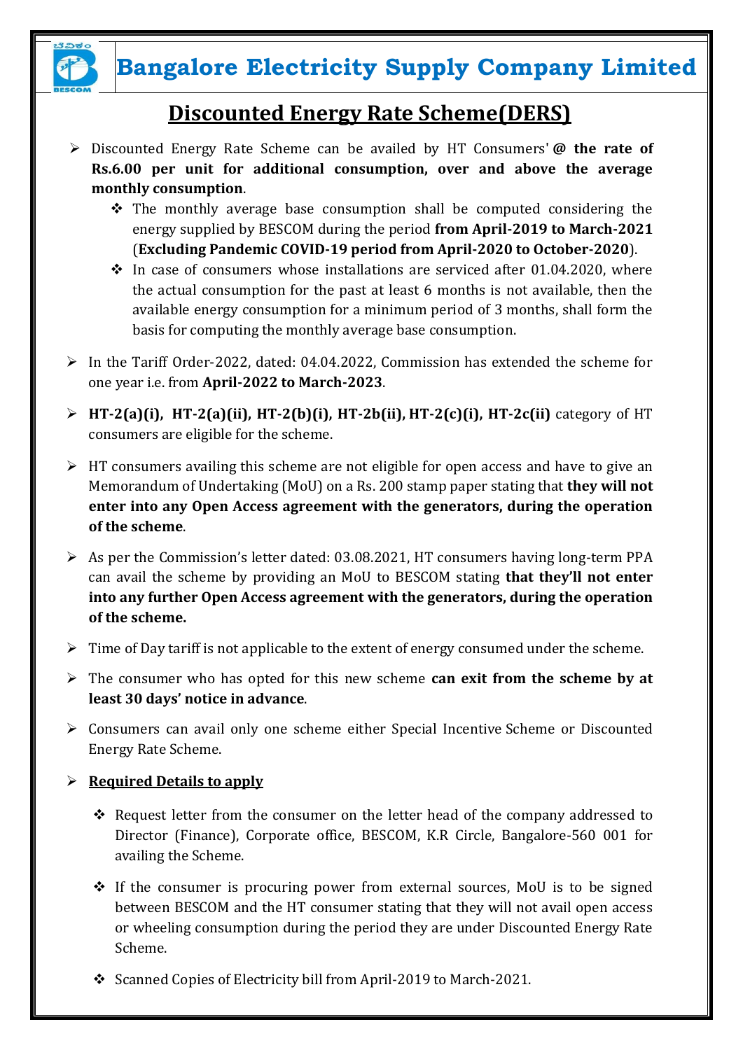# Bangalore Electricity Supply Company Limited

## Discounted Energy Rate Scheme(DERS)

- Discounted Energy Rate Scheme can be availed by HT Consumers' **@ the rate of Rs.6.00 per unit for additional consumption, over and above the average monthly consumption**.
  - The monthly average base consumption shall be computed considering the energy supplied by BESCOM during the period **from April-2019 to March-2021** (**Excluding Pandemic COVID-19 period from April-2020 to October-2020**).
  - In case of consumers whose installations are serviced after 01.04.2020, where the actual consumption for the past at least 6 months is not available, then the available energy consumption for a minimum period of 3 months, shall form the basis for computing the monthly average base consumption.
- In the Tariff Order-2022, dated: 04.04.2022, Commission has extended the scheme for one year i.e. from **April-2022 to March-2023**.
- **HT-2(a)(i), HT-2(a)(ii), HT-2(b)(i), HT-2b(ii), HT-2(c)(i), HT-2c(ii)** category of HT consumers are eligible for the scheme.
- HT consumers availing this scheme are not eligible for open access and have to give an Memorandum of Undertaking (MoU) on a Rs. 200 stamp paper stating that **they will not enter into any Open Access agreement with the generators, during the operation of the scheme**.
- As per the Commission's letter dated: 03.08.2021, HT consumers having long-term PPA can avail the scheme by providing an MoU to BESCOM stating **that they'll not enter into any further Open Access agreement with the generators, during the operation of the scheme.**
- Time of Day tariff is not applicable to the extent of energy consumed under the scheme.
- The consumer who has opted for this new scheme **can exit from the scheme by at least 30 days' notice in advance**.
- Consumers can avail only one scheme either Special Incentive Scheme or Discounted Energy Rate Scheme.
- **Required Details to apply**
  - Request letter from the consumer on the letter head of the company addressed to Director (Finance), Corporate office, BESCOM, K.R Circle, Bangalore-560 001 for availing the Scheme.
  - If the consumer is procuring power from external sources, MoU is to be signed between BESCOM and the HT consumer stating that they will not avail open access or wheeling consumption during the period they are under Discounted Energy Rate Scheme.
  - Scanned Copies of Electricity bill from April-2019 to March-2021.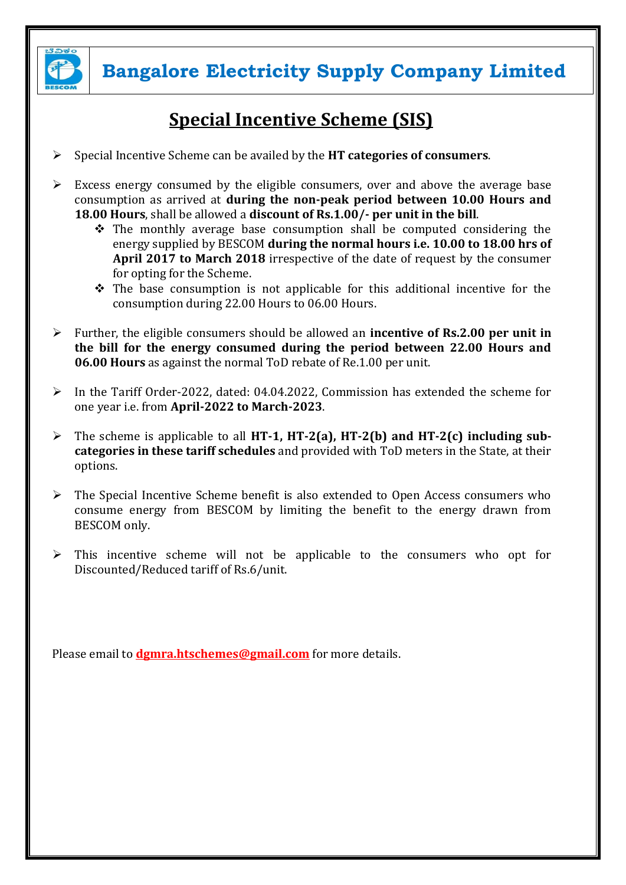# Bangalore Electricity Supply Company Limited

## Special Incentive Scheme (SIS)

- Special Incentive Scheme can be availed by the **HT categories of consumers**.

- Excess energy consumed by the eligible consumers, over and above the average base consumption as arrived at **during the non-peak period between 10.00 Hours and 18.00 Hours**, shall be allowed a **discount of Rs.1.00/- per unit in the bill**.
  - The monthly average base consumption shall be computed considering the energy supplied by BESCOM **during the normal hours i.e. 10.00 to 18.00 hrs of April 2017 to March 2018** irrespective of the date of request by the consumer for opting for the Scheme.
  - The base consumption is not applicable for this additional incentive for the consumption during 22.00 Hours to 06.00 Hours.

- Further, the eligible consumers should be allowed an **incentive of Rs.2.00 per unit in the bill for the energy consumed during the period between 22.00 Hours and 06.00 Hours** as against the normal ToD rebate of Re.1.00 per unit.

- In the Tariff Order-2022, dated: 04.04.2022, Commission has extended the scheme for one year i.e. from **April-2022 to March-2023**.

- The scheme is applicable to all **HT-1, HT-2(a), HT-2(b) and HT-2(c) including sub-categories in these tariff schedules** and provided with ToD meters in the State, at their options.

- The Special Incentive Scheme benefit is also extended to Open Access consumers who consume energy from BESCOM by limiting the benefit to the energy drawn from BESCOM only.

- This incentive scheme will not be applicable to the consumers who opt for Discounted/Reduced tariff of Rs.6/unit.

Please email to **dgmra.htschemes@gmail.com** for more details.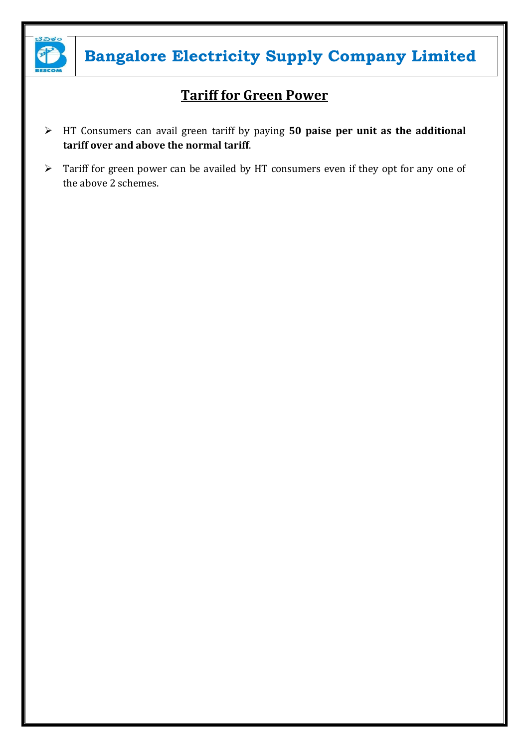## Tariff for Green Power

- HT Consumers can avail green tariff by paying **50 paise per unit as the additional tariff over and above the normal tariff**.
- Tariff for green power can be availed by HT consumers even if they opt for any one of the above 2 schemes.